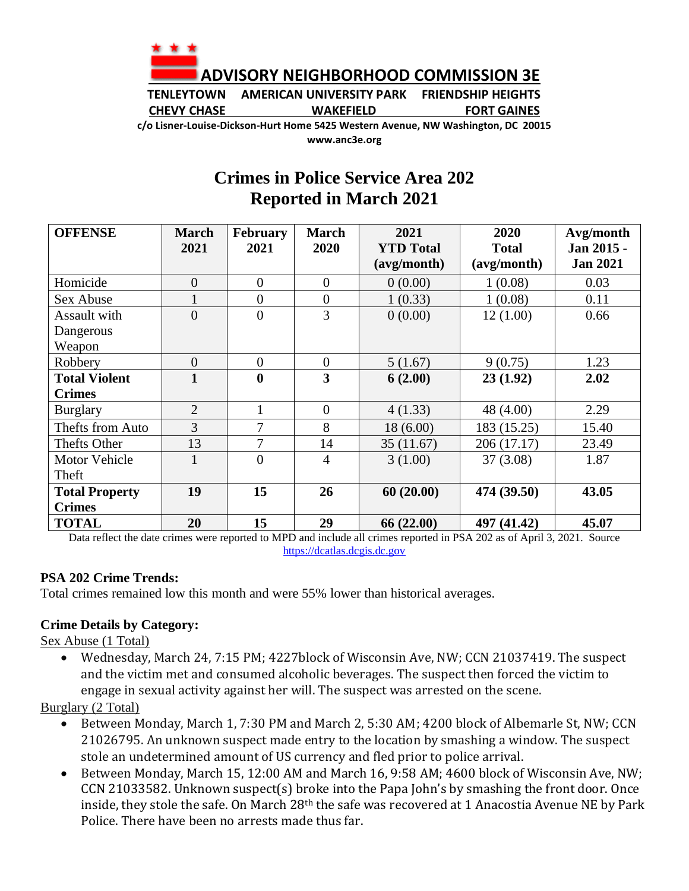# ADVISORY NEIGHBORHOOD COMMISSION 3E

**TENLEYTOWN AMERICAN UNIVERSITY PARK FRIENDSHIP HEIGHTS**
**CHEVY CHASE WAKEFIELD FORT GAINES**

**c/o Lisner-Louise-Dickson-Hurt Home 5425 Western Avenue, NW Washington, DC 20015**
**www.anc3e.org**

## Crimes in Police Service Area 202 Reported in March 2021

| OFFENSE | March 2021 | February 2021 | March 2020 | 2021 YTD Total (avg/month) | 2020 Total (avg/month) | Avg/month Jan 2015 - Jan 2021 |
|---|---|---|---|---|---|---|
| Homicide | 0 | 0 | 0 | 0 (0.00) | 1 (0.08) | 0.03 |
| Sex Abuse | 1 | 0 | 0 | 1 (0.33) | 1 (0.08) | 0.11 |
| Assault with Dangerous Weapon | 0 | 0 | 3 | 0 (0.00) | 12 (1.00) | 0.66 |
| Robbery | 0 | 0 | 0 | 5 (1.67) | 9 (0.75) | 1.23 |
| **Total Violent Crimes** | **1** | **0** | **3** | **6 (2.00)** | **23 (1.92)** | **2.02** |
| Burglary | 2 | 1 | 0 | 4 (1.33) | 48 (4.00) | 2.29 |
| Thefts from Auto | 3 | 7 | 8 | 18 (6.00) | 183 (15.25) | 15.40 |
| Thefts Other | 13 | 7 | 14 | 35 (11.67) | 206 (17.17) | 23.49 |
| Motor Vehicle Theft | 1 | 0 | 4 | 3 (1.00) | 37 (3.08) | 1.87 |
| **Total Property Crimes** | **19** | **15** | **26** | **60 (20.00)** | **474 (39.50)** | **43.05** |
| **TOTAL** | **20** | **15** | **29** | **66 (22.00)** | **497 (41.42)** | **45.07** |

Data reflect the date crimes were reported to MPD and include all crimes reported in PSA 202 as of April 3, 2021. Source https://dcatlas.dcgis.dc.gov

**PSA 202 Crime Trends:**
Total crimes remained low this month and were 55% lower than historical averages.

**Crime Details by Category:**

Sex Abuse (1 Total)

- Wednesday, March 24, 7:15 PM; 4227block of Wisconsin Ave, NW; CCN 21037419. The suspect and the victim met and consumed alcoholic beverages. The suspect then forced the victim to engage in sexual activity against her will. The suspect was arrested on the scene.

Burglary (2 Total)

- Between Monday, March 1, 7:30 PM and March 2, 5:30 AM; 4200 block of Albemarle St, NW; CCN 21026795. An unknown suspect made entry to the location by smashing a window. The suspect stole an undetermined amount of US currency and fled prior to police arrival.
- Between Monday, March 15, 12:00 AM and March 16, 9:58 AM; 4600 block of Wisconsin Ave, NW; CCN 21033582. Unknown suspect(s) broke into the Papa John's by smashing the front door. Once inside, they stole the safe. On March 28th the safe was recovered at 1 Anacostia Avenue NE by Park Police. There have been no arrests made thus far.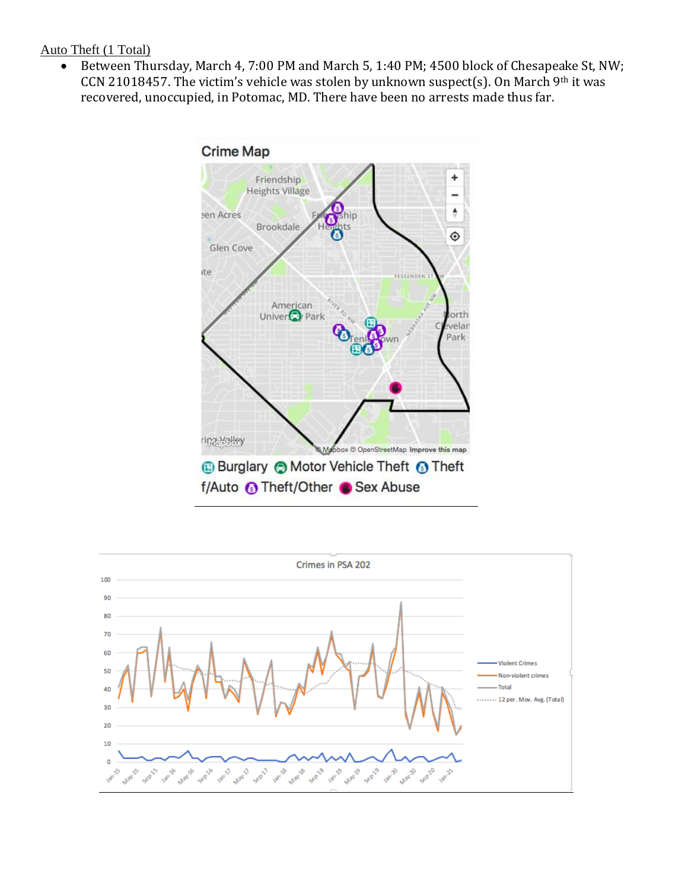Auto Theft (1 Total)

- Between Thursday, March 4, 7:00 PM and March 5, 1:40 PM; 4500 block of Chesapeake St, NW; CCN 21018457. The victim's vehicle was stolen by unknown suspect(s). On March 9th it was recovered, unoccupied, in Potomac, MD. There have been no arrests made thus far.

Crime Map

Friendship Heights Village
Green Acres
Brookdale
Friendship Heights
Glen Cove
FESSENDEN ST NW
American University Park
RIVER RD NW
NEBRASKA AVE NW
Tenleytown
North Cleveland Park
Spring Valley
© Mapbox © OpenStreetMap Improve this map

Burglary  Motor Vehicle Theft  Theft f/Auto  Theft/Other  Sex Abuse

Crimes in PSA 202

100
90
80
70
60
50
40
30
20
10
0

Jan-15, May-15, Sep-15, Jan-16, May-16, Sep-16, Jan-17, May-17, Sep-17, Jan-18, May-18, Sep-18, Jan-19, May-19, Sep-19, Jan-20, May-20, Sep-20, Jan-21

Violent Crimes
Non-violent crimes
Total
12 per. Mov. Avg. (Total)